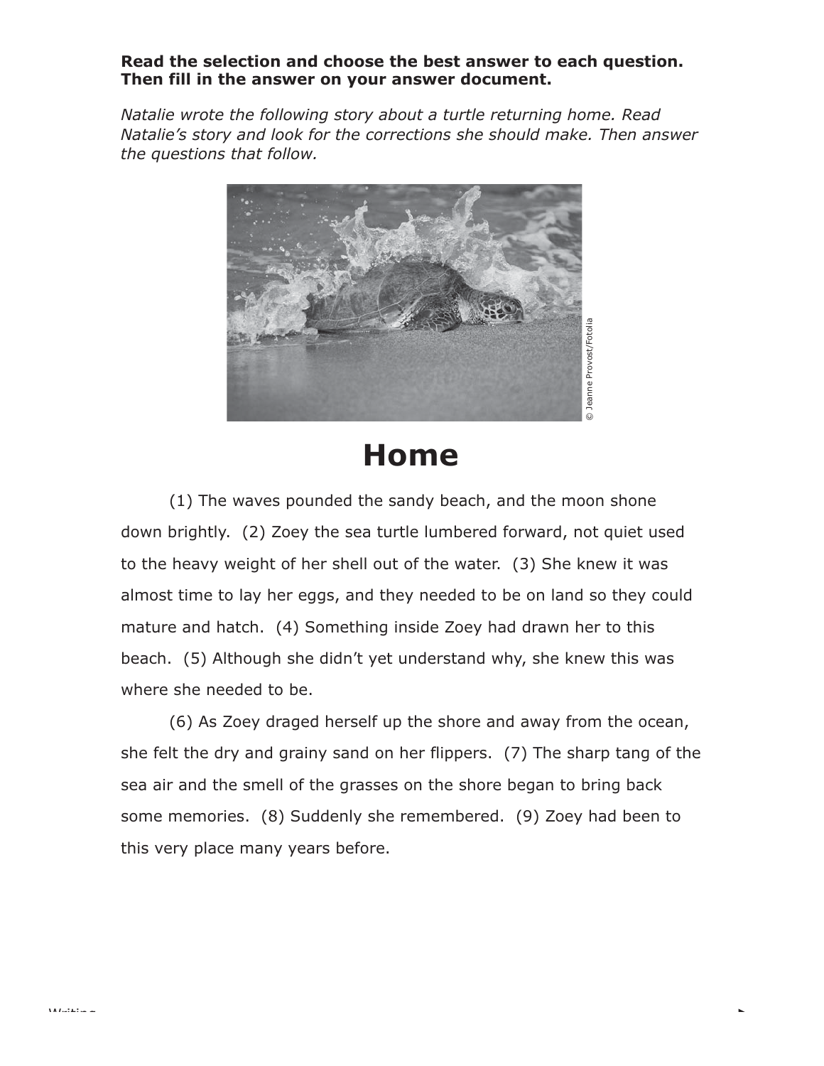**Read the selection and choose the best answer to each question. Then fill in the answer on your answer document.**

*Natalie wrote the following story about a turtle returning home. Read Natalie's story and look for the corrections she should make. Then answer the questions that follow.*

© Jeanne Provost/Fotolia

# Home

(1) The waves pounded the sandy beach, and the moon shone down brightly. (2) Zoey the sea turtle lumbered forward, not quiet used to the heavy weight of her shell out of the water. (3) She knew it was almost time to lay her eggs, and they needed to be on land so they could mature and hatch. (4) Something inside Zoey had drawn her to this beach. (5) Although she didn't yet understand why, she knew this was where she needed to be.

(6) As Zoey draged herself up the shore and away from the ocean, she felt the dry and grainy sand on her flippers. (7) The sharp tang of the sea air and the smell of the grasses on the shore began to bring back some memories. (8) Suddenly she remembered. (9) Zoey had been to this very place many years before.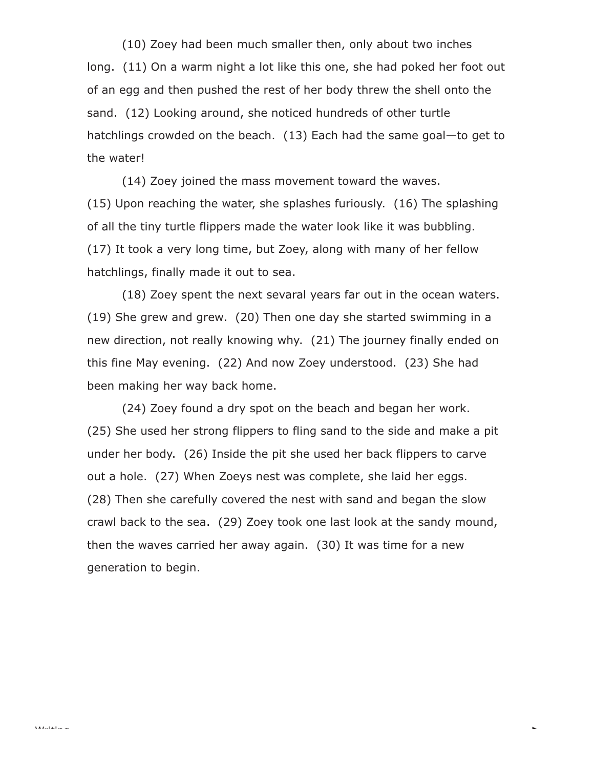(10) Zoey had been much smaller then, only about two inches long. (11) On a warm night a lot like this one, she had poked her foot out of an egg and then pushed the rest of her body threw the shell onto the sand. (12) Looking around, she noticed hundreds of other turtle hatchlings crowded on the beach. (13) Each had the same goal—to get to the water!

(14) Zoey joined the mass movement toward the waves. (15) Upon reaching the water, she splashes furiously. (16) The splashing of all the tiny turtle flippers made the water look like it was bubbling. (17) It took a very long time, but Zoey, along with many of her fellow hatchlings, finally made it out to sea.

(18) Zoey spent the next sevaral years far out in the ocean waters. (19) She grew and grew. (20) Then one day she started swimming in a new direction, not really knowing why. (21) The journey finally ended on this fine May evening. (22) And now Zoey understood. (23) She had been making her way back home.

(24) Zoey found a dry spot on the beach and began her work. (25) She used her strong flippers to fling sand to the side and make a pit under her body. (26) Inside the pit she used her back flippers to carve out a hole. (27) When Zoeys nest was complete, she laid her eggs. (28) Then she carefully covered the nest with sand and began the slow crawl back to the sea. (29) Zoey took one last look at the sandy mound, then the waves carried her away again. (30) It was time for a new generation to begin.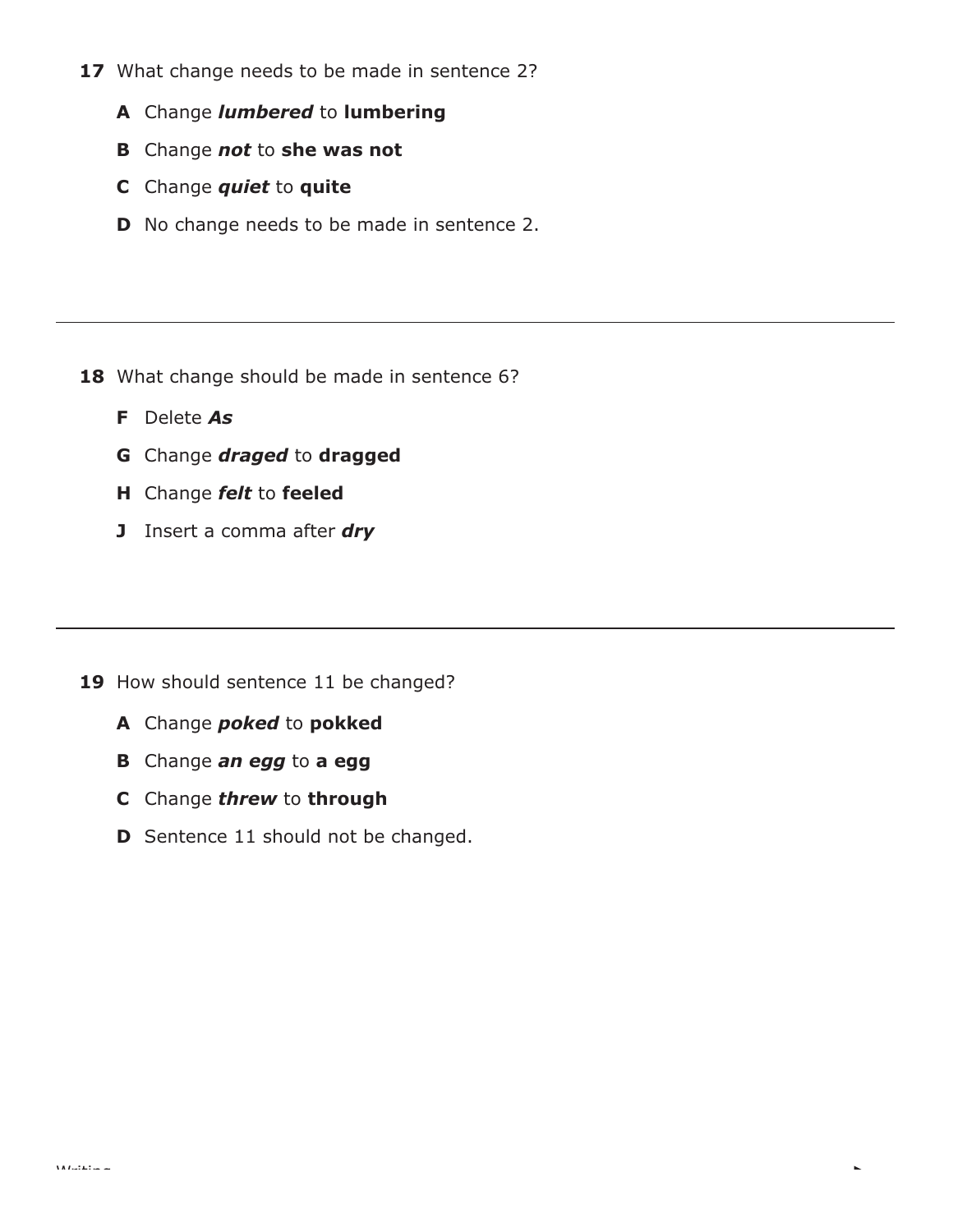**17** What change needs to be made in sentence 2?

**A** Change ***lumbered*** to **lumbering**

**B** Change ***not*** to **she was not**

**C** Change ***quiet*** to **quite**

**D** No change needs to be made in sentence 2.

---

**18** What change should be made in sentence 6?

**F** Delete ***As***

**G** Change ***draged*** to **dragged**

**H** Change ***felt*** to **feeled**

**J** Insert a comma after ***dry***

---

**19** How should sentence 11 be changed?

**A** Change ***poked*** to **pokked**

**B** Change ***an egg*** to **a egg**

**C** Change ***threw*** to **through**

**D** Sentence 11 should not be changed.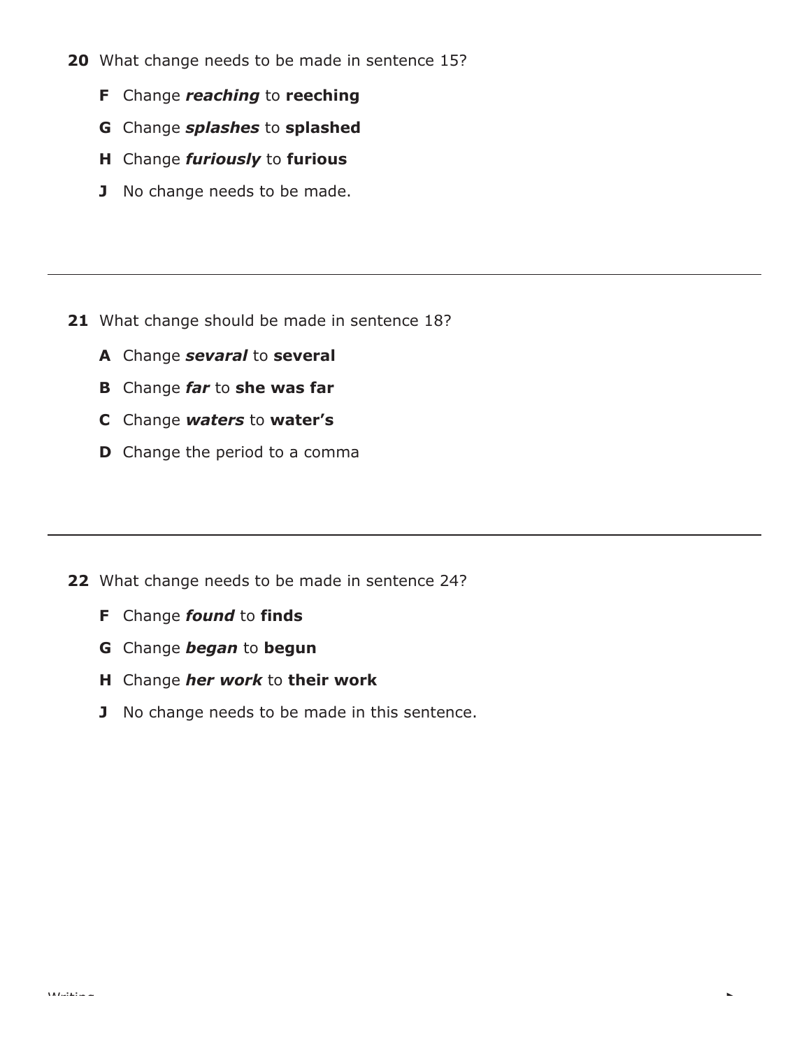**20** What change needs to be made in sentence 15?

**F** Change ***reaching*** to **reeching**

**G** Change ***splashes*** to **splashed**

**H** Change ***furiously*** to **furious**

**J** No change needs to be made.

---

**21** What change should be made in sentence 18?

**A** Change ***sevaral*** to **several**

**B** Change ***far*** to **she was far**

**C** Change ***waters*** to **water's**

**D** Change the period to a comma

---

**22** What change needs to be made in sentence 24?

**F** Change ***found*** to **finds**

**G** Change ***began*** to **begun**

**H** Change ***her work*** to **their work**

**J** No change needs to be made in this sentence.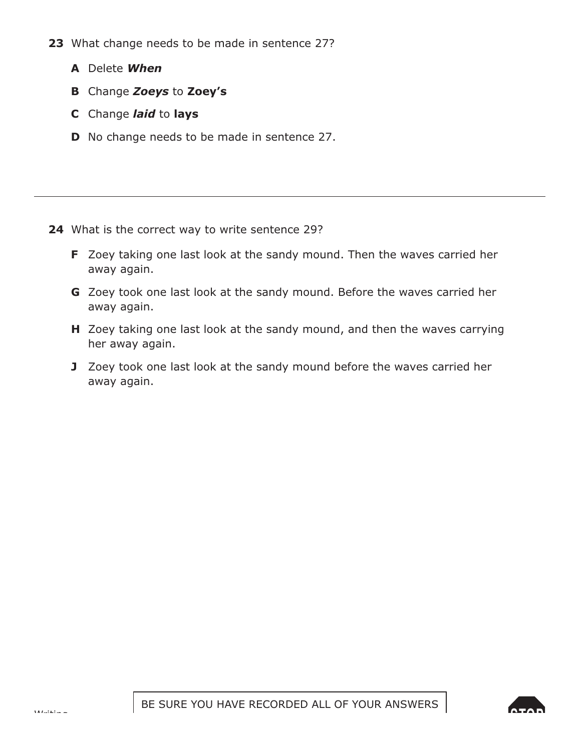**23** What change needs to be made in sentence 27?

**A** Delete ***When***

**B** Change ***Zoeys*** to **Zoey's**

**C** Change ***laid*** to **lays**

**D** No change needs to be made in sentence 27.

---

**24** What is the correct way to write sentence 29?

**F** Zoey taking one last look at the sandy mound. Then the waves carried her away again.

**G** Zoey took one last look at the sandy mound. Before the waves carried her away again.

**H** Zoey taking one last look at the sandy mound, and then the waves carrying her away again.

**J** Zoey took one last look at the sandy mound before the waves carried her away again.

BE SURE YOU HAVE RECORDED ALL OF YOUR ANSWERS